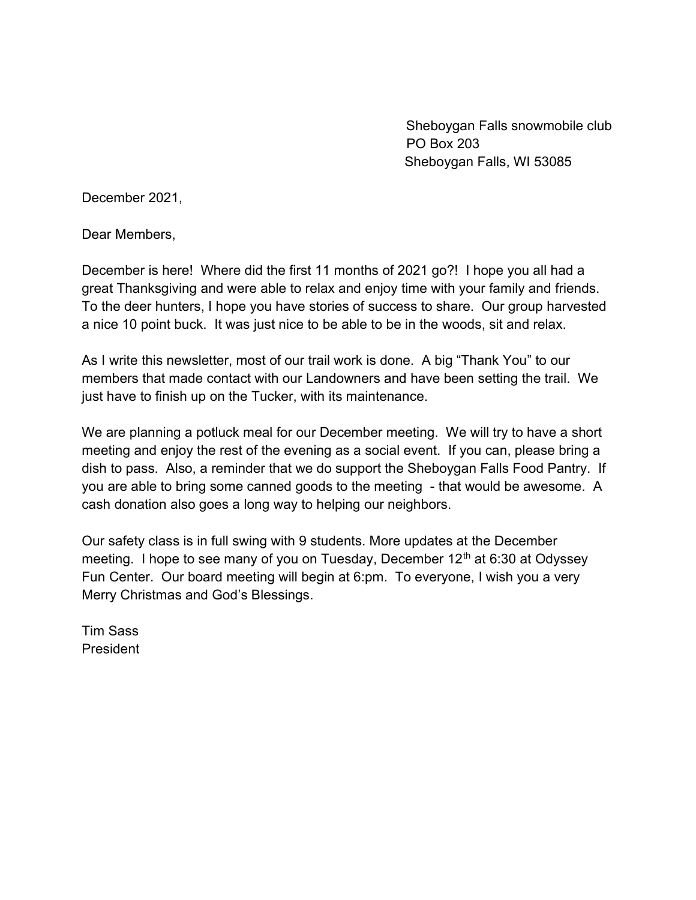Sheboygan Falls snowmobile club
PO Box 203
Sheboygan Falls, WI 53085

December 2021,

Dear Members,

December is here! Where did the first 11 months of 2021 go?! I hope you all had a great Thanksgiving and were able to relax and enjoy time with your family and friends. To the deer hunters, I hope you have stories of success to share. Our group harvested a nice 10 point buck. It was just nice to be able to be in the woods, sit and relax.

As I write this newsletter, most of our trail work is done. A big "Thank You" to our members that made contact with our Landowners and have been setting the trail. We just have to finish up on the Tucker, with its maintenance.

We are planning a potluck meal for our December meeting. We will try to have a short meeting and enjoy the rest of the evening as a social event. If you can, please bring a dish to pass. Also, a reminder that we do support the Sheboygan Falls Food Pantry. If you are able to bring some canned goods to the meeting - that would be awesome. A cash donation also goes a long way to helping our neighbors.

Our safety class is in full swing with 9 students. More updates at the December meeting. I hope to see many of you on Tuesday, December 12th at 6:30 at Odyssey Fun Center. Our board meeting will begin at 6:pm. To everyone, I wish you a very Merry Christmas and God's Blessings.

Tim Sass
President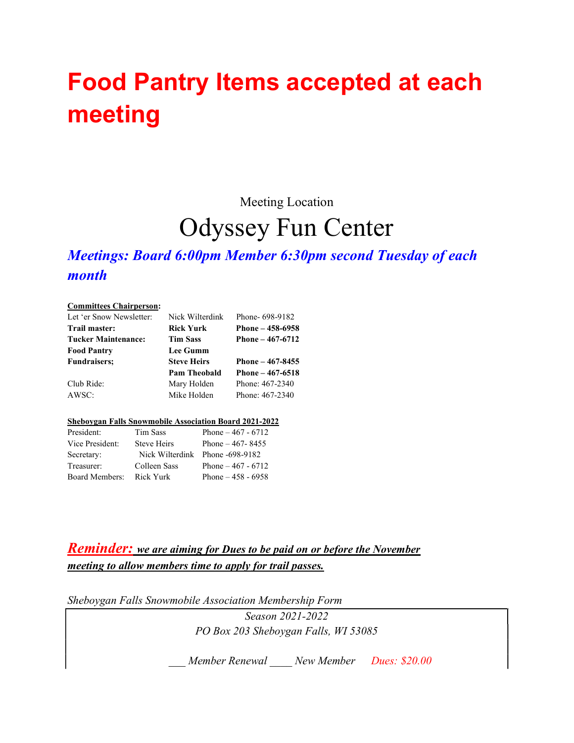# Food Pantry Items accepted at each meeting

Meeting Location

## Odyssey Fun Center

***Meetings: Board 6:00pm Member 6:30pm second Tuesday of each month***

**Committees Chairperson:**

| | | |
|---|---|---|
| Let 'er Snow Newsletter: | Nick Wilterdink | Phone- 698-9182 |
| **Trail master:** | **Rick Yurk** | **Phone – 458-6958** |
| **Tucker Maintenance:** | **Tim Sass** | **Phone – 467-6712** |
| **Food Pantry** | **Lee Gumm** | |
| **Fundraisers;** | **Steve Heirs** | **Phone – 467-8455** |
| | **Pam Theobald** | **Phone – 467-6518** |
| Club Ride: | Mary Holden | Phone: 467-2340 |
| AWSC: | Mike Holden | Phone: 467-2340 |

**Sheboygan Falls Snowmobile Association Board 2021-2022**

| | | |
|---|---|---|
| President: | Tim Sass | Phone – 467 - 6712 |
| Vice President: | Steve Heirs | Phone – 467- 8455 |
| Secretary: | Nick Wilterdink | Phone -698-9182 |
| Treasurer: | Colleen Sass | Phone – 467 - 6712 |
| Board Members: | Rick Yurk | Phone – 458 - 6958 |

***Reminder:*** ***we are aiming for Dues to be paid on or before the November meeting to allow members time to apply for trail passes.***

*Sheboygan Falls Snowmobile Association Membership Form*

*Season 2021-2022*

*PO Box 203 Sheboygan Falls, WI 53085*

*___ Member Renewal ____ New Member      Dues: $20.00*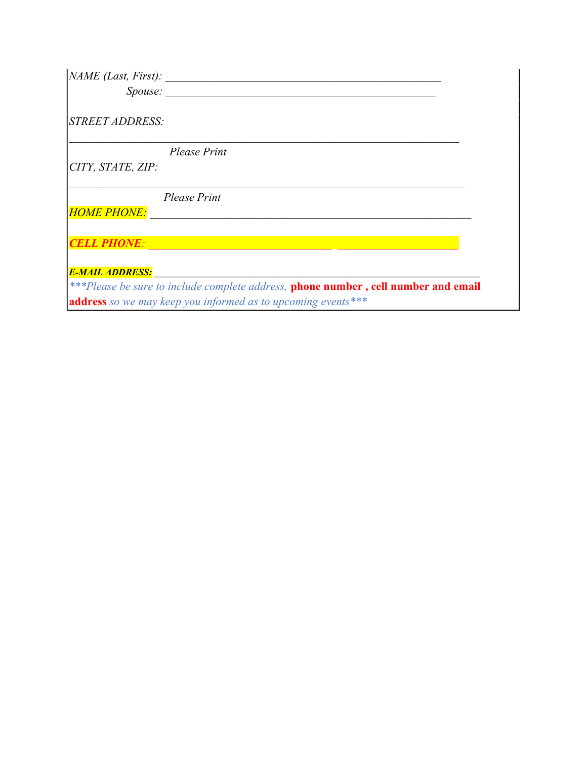*NAME (Last, First):* ________________________________________________

*Spouse:* ________________________________________________

*STREET ADDRESS:*

____________________________________________________________________

*Please Print*

*CITY, STATE, ZIP:*

_____________________________________________________________________

*Please Print*

*HOME PHONE:* ________________________________________________________

***CELL PHONE:*** _______________________________ _____________________

***E-MAIL ADDRESS:*** _________________________________________________________

****Please be sure to include complete address,* **phone number , cell number and email address** *so we may keep you informed as to upcoming events****